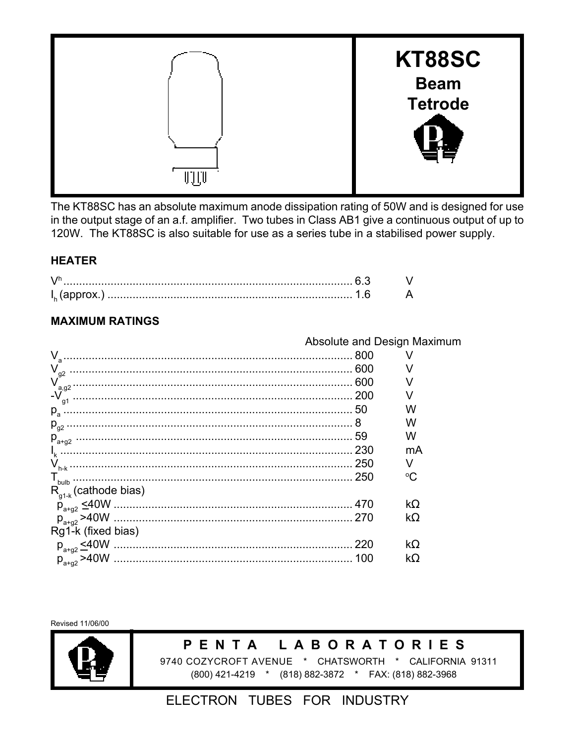# KT88SC

## Beam Tetrode

The KT88SC has an absolute maximum anode dissipation rating of 50W and is designed for use in the output stage of an a.f. amplifier. Two tubes in Class AB1 give a continuous output of up to 120W. The KT88SC is also suitable for use as a series tube in a stabilised power supply.

### HEATER

| | | |
|---|---|---|
| $V^h$ | 6.3 | V |
| $I_h$ (approx.) | 1.6 | A |

### MAXIMUM RATINGS

| | Absolute and Design Maximum | |
|---|---|---|
| $V_a$ | 800 | V |
| $V_{g2}$ | 600 | V |
| $V_{a,g2}$ | 600 | V |
| $-V_{g1}$ | 200 | V |
| $p_a$ | 50 | W |
| $p_{g2}$ | 8 | W |
| $p_{a+g2}$ | 59 | W |
| $I_k$ | 230 | mA |
| $V_{h-k}$ | 250 | V |
| $T_{bulb}$ | 250 | °C |
| $R_{g1-k}$ (cathode bias) | | |
| $p_{a+g2}$ ≤40W | 470 | kΩ |
| $p_{a+g2}$ >40W | 270 | kΩ |
| Rg1-k (fixed bias) | | |
| $p_{a+g2}$ ≤40W | 220 | kΩ |
| $p_{a+g2}$ >40W | 100 | kΩ |

Revised 11/06/00

**P E N T A L A B O R A T O R I E S**

9740 COZYCROFT AVENUE * CHATSWORTH * CALIFORNIA 91311

(800) 421-4219 * (818) 882-3872 * FAX: (818) 882-3968

ELECTRON TUBES FOR INDUSTRY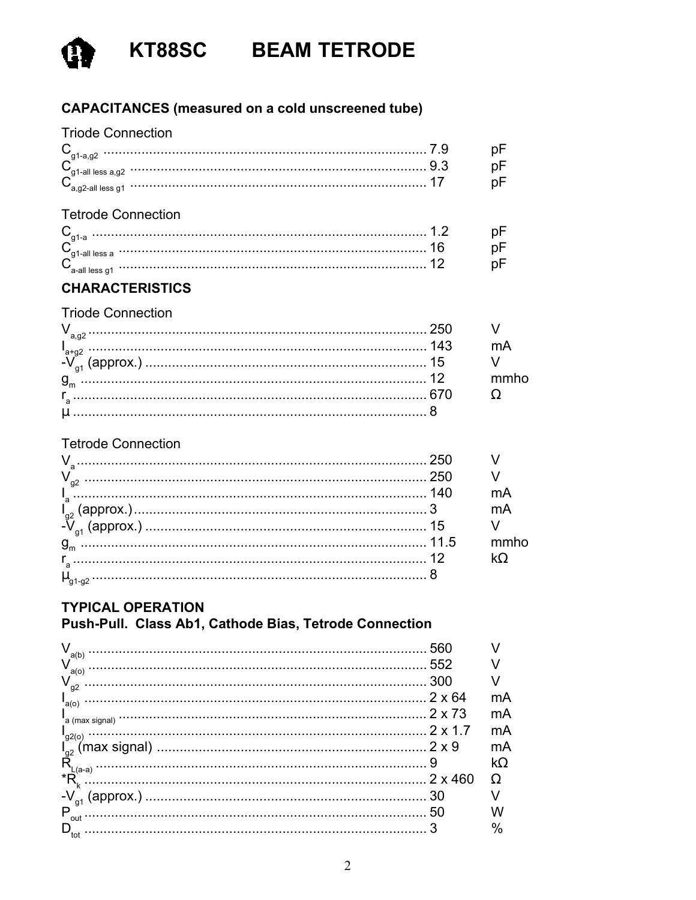# KT88SC BEAM TETRODE

## CAPACITANCES (measured on a cold unscreened tube)

Triode Connection

| Parameter | Value | Unit |
|---|---|---|
| $C_{g1\text{-}a,g2}$ | 7.9 | pF |
| $C_{g1\text{-all less a,g2}}$ | 9.3 | pF |
| $C_{a,g2\text{-all less g1}}$ | 17 | pF |

Tetrode Connection

| Parameter | Value | Unit |
|---|---|---|
| $C_{g1\text{-}a}$ | 1.2 | pF |
| $C_{g1\text{-all less a}}$ | 16 | pF |
| $C_{a\text{-all less g1}}$ | 12 | pF |

## CHARACTERISTICS

Triode Connection

| Parameter | Value | Unit |
|---|---|---|
| $V_{a,g2}$ | 250 | V |
| $I_{a+g2}$ | 143 | mA |
| $-V_{g1}$ (approx.) | 15 | V |
| $g_m$ | 12 | mmho |
| $r_a$ | 670 | Ω |
| $\mu$ | 8 | |

Tetrode Connection

| Parameter | Value | Unit |
|---|---|---|
| $V_a$ | 250 | V |
| $V_{g2}$ | 250 | V |
| $I_a$ | 140 | mA |
| $I_{g2}$ (approx.) | 3 | mA |
| $-V_{g1}$ (approx.) | 15 | V |
| $g_m$ | 11.5 | mmho |
| $r_a$ | 12 | kΩ |
| $\mu_{g1\text{-}g2}$ | 8 | |

## TYPICAL OPERATION

### Push-Pull. Class Ab1, Cathode Bias, Tetrode Connection

| Parameter | Value | Unit |
|---|---|---|
| $V_{a(b)}$ | 560 | V |
| $V_{a(o)}$ | 552 | V |
| $V_{g2}$ | 300 | V |
| $I_{a(o)}$ | 2 x 64 | mA |
| $I_{a\text{ (max signal)}}$ | 2 x 73 | mA |
| $I_{g2(o)}$ | 2 x 1.7 | mA |
| $I_{g2}$ (max signal) | 2 x 9 | mA |
| $R_{L(a\text{-}a)}$ | 9 | kΩ |
| *$R_k$ | 2 x 460 | Ω |
| $-V_{g1}$ (approx.) | 30 | V |
| $P_{out}$ | 50 | W |
| $D_{tot}$ | 3 | % |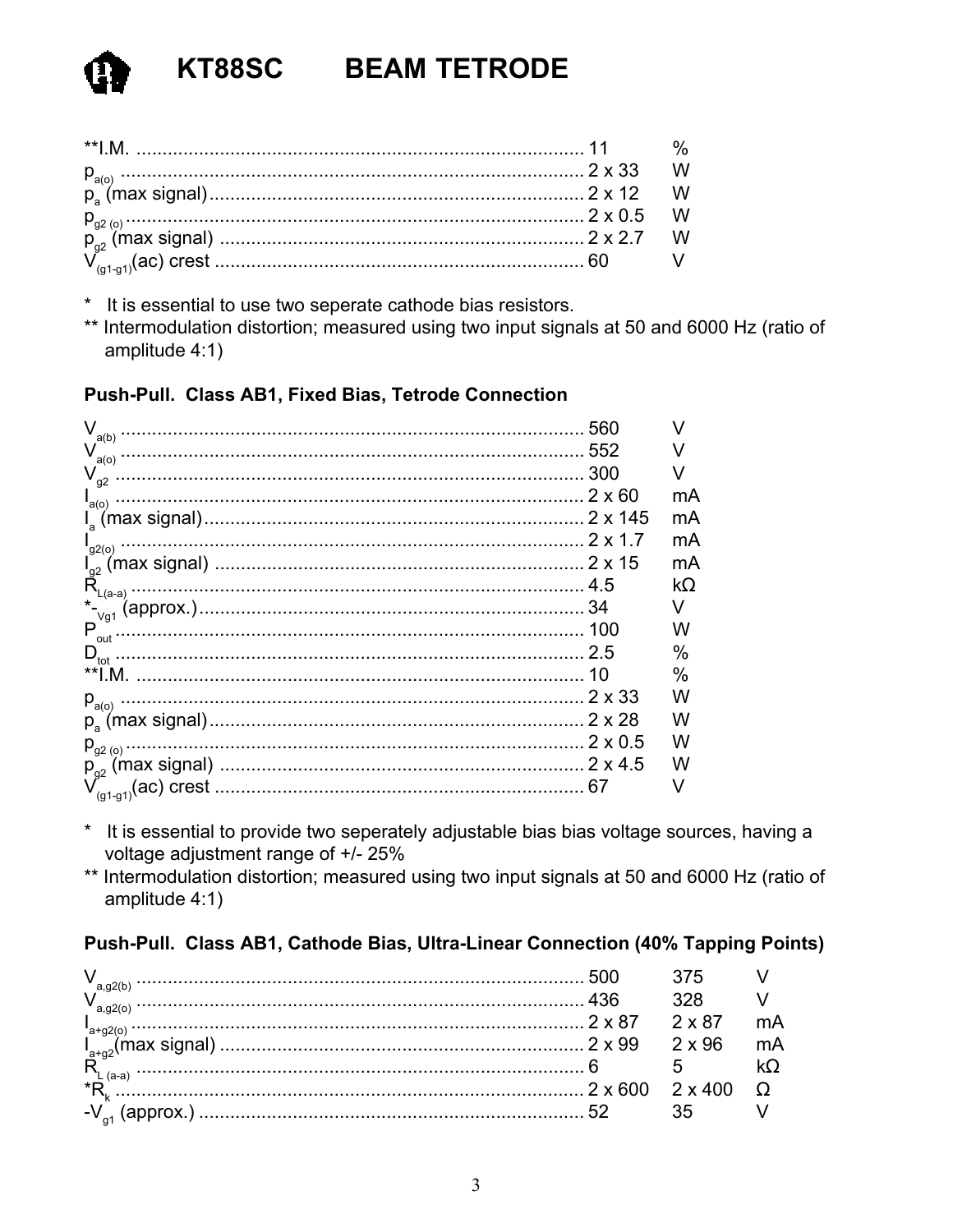# KT88SC BEAM TETRODE

| | | |
|---|---|---|
| **I.M. | 11 | % |
| $p_{a(o)}$ | 2 x 33 | W |
| $p_a$ (max signal) | 2 x 12 | W |
| $p_{g2\ (o)}$ | 2 x 0.5 | W |
| $p_{g2}$ (max signal) | 2 x 2.7 | W |
| $V_{(g1-g1)}$(ac) crest | 60 | V |

\* It is essential to use two seperate cathode bias resistors.

** Intermodulation distortion; measured using two input signals at 50 and 6000 Hz (ratio of amplitude 4:1)

**Push-Pull. Class AB1, Fixed Bias, Tetrode Connection**

| | | |
|---|---|---|
| $V_{a(b)}$ | 560 | V |
| $V_{a(o)}$ | 552 | V |
| $V_{g2}$ | 300 | V |
| $I_{a(o)}$ | 2 x 60 | mA |
| $I_a$ (max signal) | 2 x 145 | mA |
| $I_{g2(o)}$ | 2 x 1.7 | mA |
| $I_{g2}$ (max signal) | 2 x 15 | mA |
| $R_{L(a-a)}$ | 4.5 | kΩ |
| *$-V_{g1}$ (approx.) | 34 | V |
| $P_{out}$ | 100 | W |
| $D_{tot}$ | 2.5 | % |
| **I.M. | 10 | % |
| $p_{a(o)}$ | 2 x 33 | W |
| $p_a$ (max signal) | 2 x 28 | W |
| $p_{g2\ (o)}$ | 2 x 0.5 | W |
| $p_{g2}$ (max signal) | 2 x 4.5 | W |
| $V_{(g1-g1)}$(ac) crest | 67 | V |

\* It is essential to provide two seperately adjustable bias bias voltage sources, having a voltage adjustment range of +/- 25%

** Intermodulation distortion; measured using two input signals at 50 and 6000 Hz (ratio of amplitude 4:1)

**Push-Pull. Class AB1, Cathode Bias, Ultra-Linear Connection (40% Tapping Points)**

| | | | |
|---|---|---|---|
| $V_{a,g2(b)}$ | 500 | 375 | V |
| $V_{a,g2(o)}$ | 436 | 328 | V |
| $I_{a+g2(o)}$ | 2 x 87 | 2 x 87 | mA |
| $I_{a+g2}$(max signal) | 2 x 99 | 2 x 96 | mA |
| $R_{L\ (a-a)}$ | 6 | 5 | kΩ |
| *$R_k$ | 2 x 600 | 2 x 400 | Ω |
| $-V_{g1}$ (approx.) | 52 | 35 | V |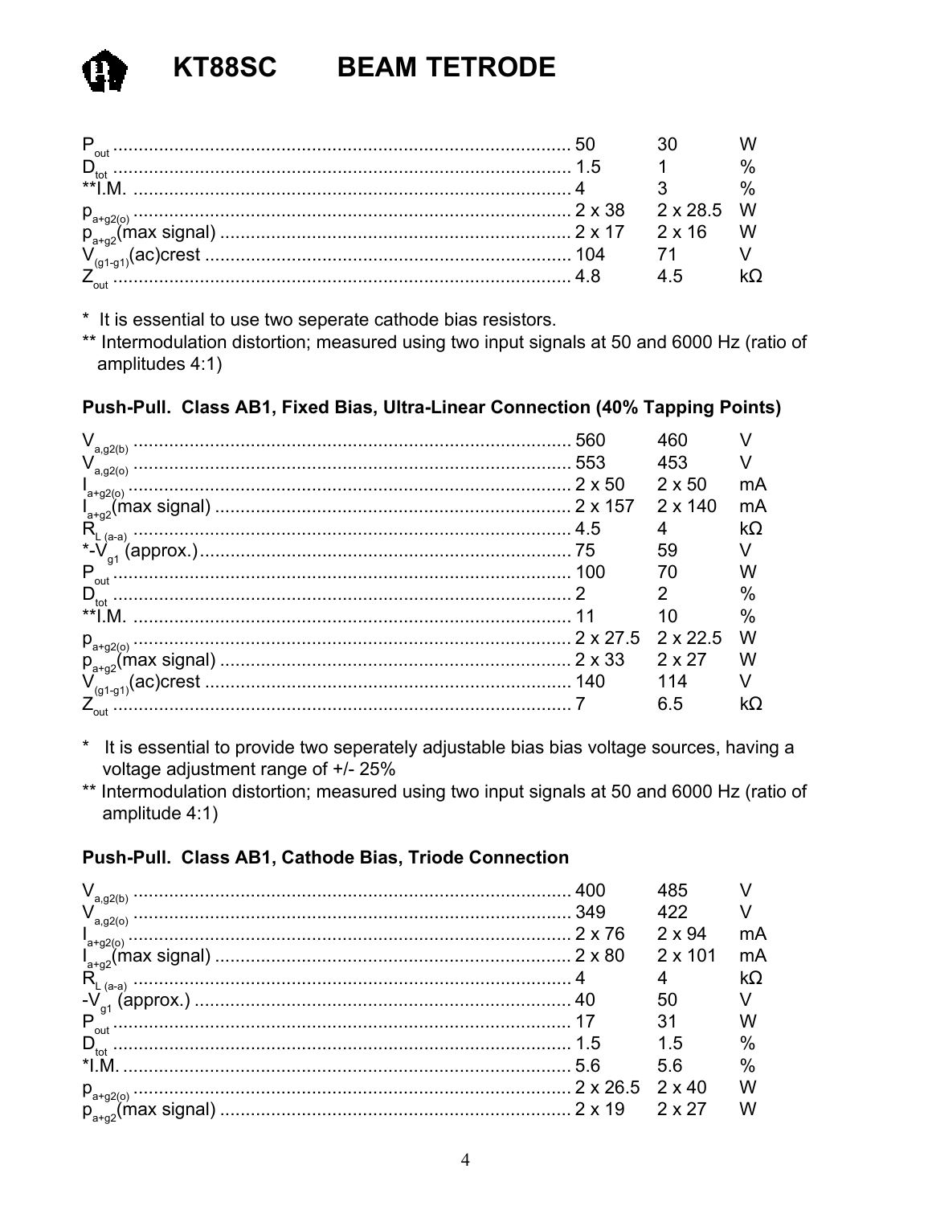# KT88SC BEAM TETRODE

| | | | |
|---|---|---|---|
| $P_{out}$ | 50 | 30 | W |
| $D_{tot}$ | 1.5 | 1 | % |
| **I.M. | 4 | 3 | % |
| $p_{a+g2(o)}$ | 2 x 38 | 2 x 28.5 | W |
| $p_{a+g2}$(max signal) | 2 x 17 | 2 x 16 | W |
| $V_{(g1-g1)}$(ac)crest | 104 | 71 | V |
| $Z_{out}$ | 4.8 | 4.5 | kΩ |

* It is essential to use two seperate cathode bias resistors.

** Intermodulation distortion; measured using two input signals at 50 and 6000 Hz (ratio of amplitudes 4:1)

**Push-Pull. Class AB1, Fixed Bias, Ultra-Linear Connection (40% Tapping Points)**

| | | | |
|---|---|---|---|
| $V_{a,g2(b)}$ | 560 | 460 | V |
| $V_{a,g2(o)}$ | 553 | 453 | V |
| $I_{a+g2(o)}$ | 2 x 50 | 2 x 50 | mA |
| $I_{a+g2}$(max signal) | 2 x 157 | 2 x 140 | mA |
| $R_{L\ (a-a)}$ | 4.5 | 4 | kΩ |
| *-$V_{g1}$ (approx.) | 75 | 59 | V |
| $P_{out}$ | 100 | 70 | W |
| $D_{tot}$ | 2 | 2 | % |
| **I.M. | 11 | 10 | % |
| $p_{a+g2(o)}$ | 2 x 27.5 | 2 x 22.5 | W |
| $p_{a+g2}$(max signal) | 2 x 33 | 2 x 27 | W |
| $V_{(g1-g1)}$(ac)crest | 140 | 114 | V |
| $Z_{out}$ | 7 | 6.5 | kΩ |

* It is essential to provide two seperately adjustable bias bias voltage sources, having a voltage adjustment range of +/- 25%

** Intermodulation distortion; measured using two input signals at 50 and 6000 Hz (ratio of amplitude 4:1)

**Push-Pull. Class AB1, Cathode Bias, Triode Connection**

| | | | |
|---|---|---|---|
| $V_{a,g2(b)}$ | 400 | 485 | V |
| $V_{a,g2(o)}$ | 349 | 422 | V |
| $I_{a+g2(o)}$ | 2 x 76 | 2 x 94 | mA |
| $I_{a+g2}$(max signal) | 2 x 80 | 2 x 101 | mA |
| $R_{L\ (a-a)}$ | 4 | 4 | kΩ |
| -$V_{g1}$ (approx.) | 40 | 50 | V |
| $P_{out}$ | 17 | 31 | W |
| $D_{tot}$ | 1.5 | 1.5 | % |
| *I.M. | 5.6 | 5.6 | % |
| $p_{a+g2(o)}$ | 2 x 26.5 | 2 x 40 | W |
| $p_{a+g2}$(max signal) | 2 x 19 | 2 x 27 | W |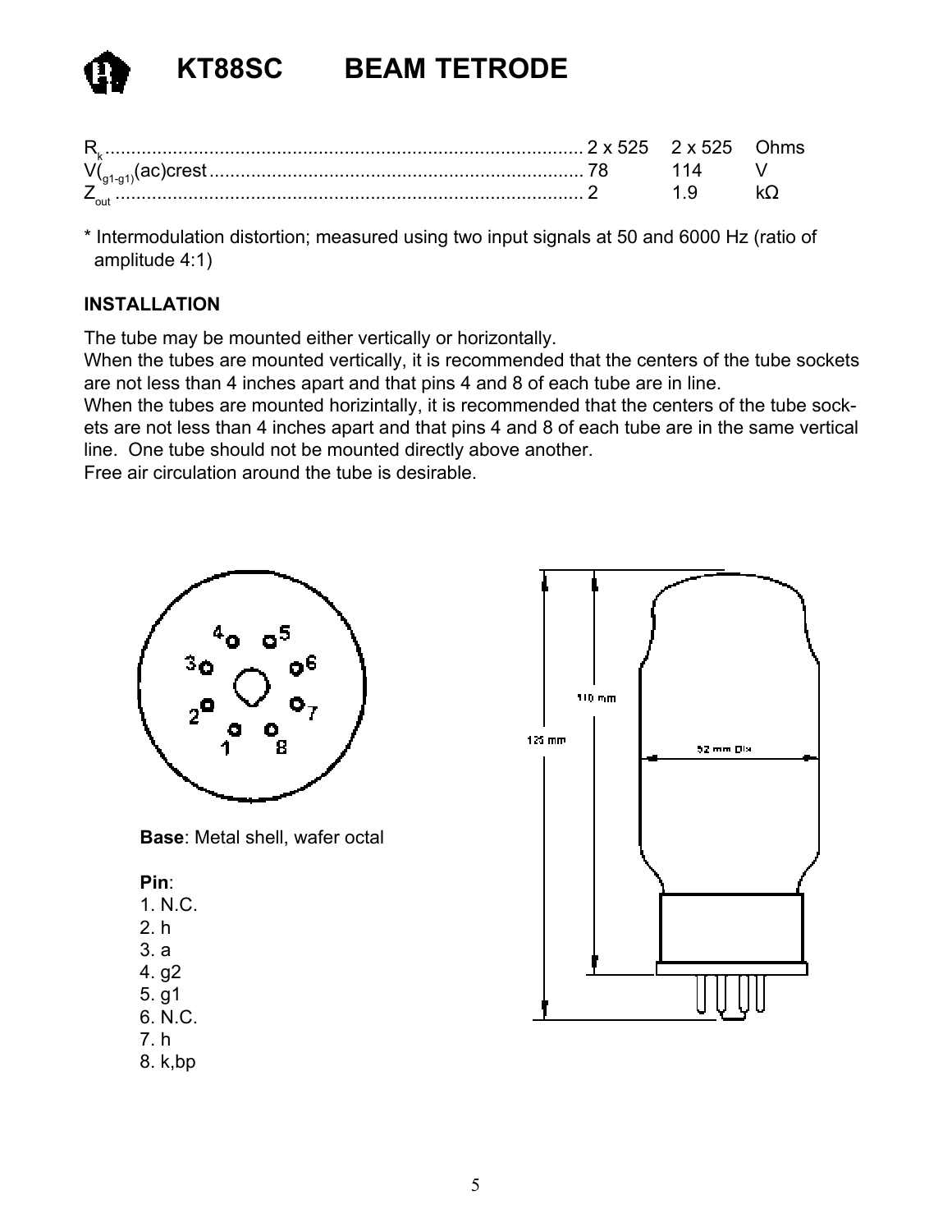# KT88SC BEAM TETRODE

| | | | |
|---|---|---|---|
| $R_k$ | 2 x 525 | 2 x 525 | Ohms |
| $V_{(g1-g1)}$(ac)crest | 78 | 114 | V |
| $Z_{out}$ | 2 | 1.9 | kΩ |

* Intermodulation distortion; measured using two input signals at 50 and 6000 Hz (ratio of amplitude 4:1)

**INSTALLATION**

The tube may be mounted either vertically or horizontally.
When the tubes are mounted vertically, it is recommended that the centers of the tube sockets are not less than 4 inches apart and that pins 4 and 8 of each tube are in line.
When the tubes are mounted horizintally, it is recommended that the centers of the tube sockets are not less than 4 inches apart and that pins 4 and 8 of each tube are in the same vertical line. One tube should not be mounted directly above another.
Free air circulation around the tube is desirable.

**Base**: Metal shell, wafer octal

**Pin**:
1. N.C.
2. h
3. a
4. g2
5. g1
6. N.C.
7. h
8. k,bp

110 mm

125 mm

52 mm Dia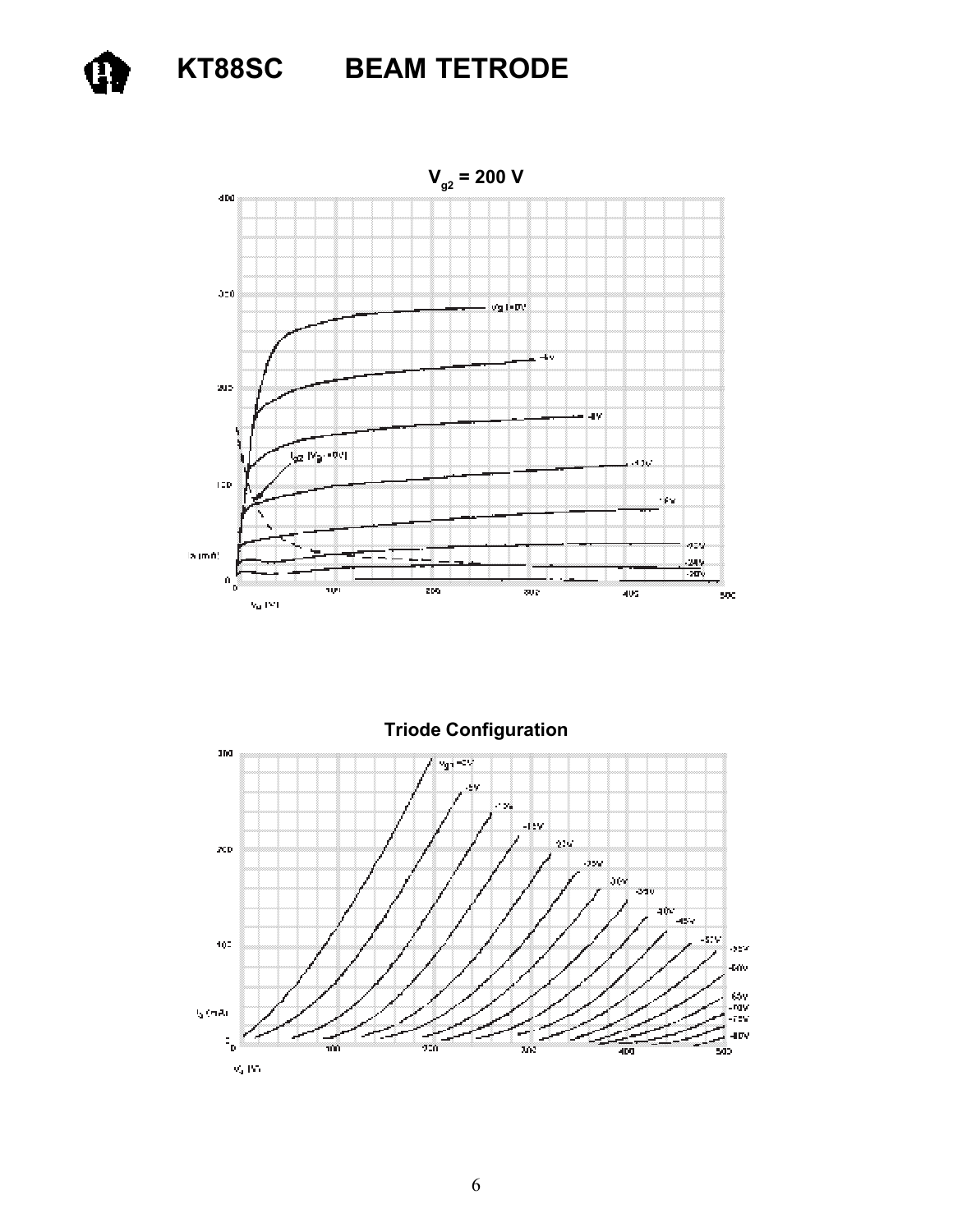# KT88SC BEAM TETRODE

$V_{g2}$ = 200 V

Triode Configuration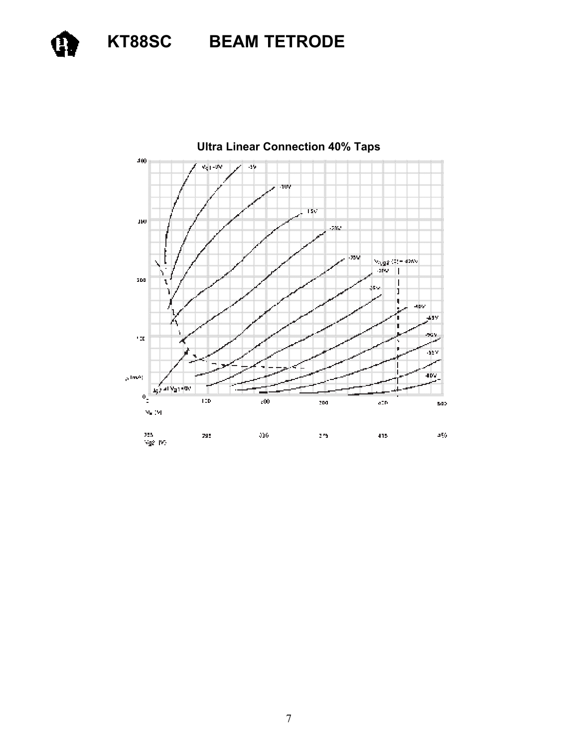# KT88SC BEAM TETRODE

**Ultra Linear Connection 40% Taps**

400

300

200

100

Ia (mA)

0

$V_{g1}$ = 0V

-5V

-10V

-15V

-20V

-25V

-30V

-35V

-40V

-45V

-50V

-55V

-60V

$V_a$ ($V_{g2}$) = 425V

$I_{g2}$ at $V_{g1}$ = 0V

0 100 200 300 400 500

Va (V)

255 295 335 375 415 455

Vg2 (V)